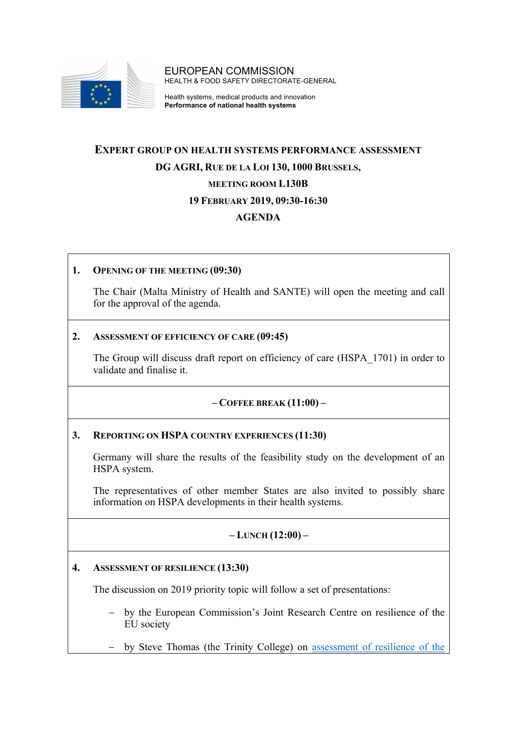EUROPEAN COMMISSION
HEALTH & FOOD SAFETY DIRECTORATE-GENERAL

Health systems, medical products and innovation
**Performance of national health systems**

# EXPERT GROUP ON HEALTH SYSTEMS PERFORMANCE ASSESSMENT

## DG AGRI, RUE DE LA LOI 130, 1000 BRUSSELS,

## MEETING ROOM L130B

## 19 FEBRUARY 2019, 09:30-16:30

## AGENDA

### 1. OPENING OF THE MEETING (09:30)

The Chair (Malta Ministry of Health and SANTE) will open the meeting and call for the approval of the agenda.

### 2. ASSESSMENT OF EFFICIENCY OF CARE (09:45)

The Group will discuss draft report on efficiency of care (HSPA_1701) in order to validate and finalise it.

**– COFFEE BREAK (11:00) –**

### 3. REPORTING ON HSPA COUNTRY EXPERIENCES (11:30)

Germany will share the results of the feasibility study on the development of an HSPA system.

The representatives of other member States are also invited to possibly share information on HSPA developments in their health systems.

**– LUNCH (12:00) –**

### 4. ASSESSMENT OF RESILIENCE (13:30)

The discussion on 2019 priority topic will follow a set of presentations:

- by the European Commission's Joint Research Centre on resilience of the EU society
- by Steve Thomas (the Trinity College) on assessment of resilience of the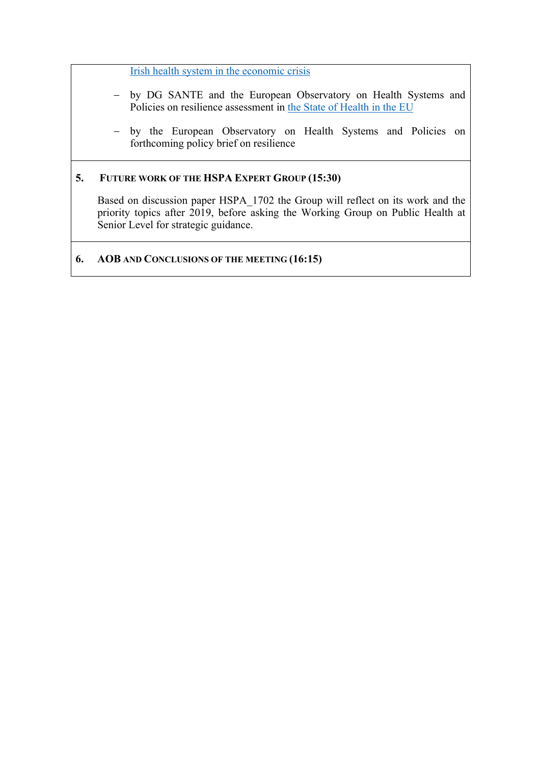[Irish health system in the economic crisis]

- by DG SANTE and the European Observatory on Health Systems and Policies on resilience assessment in [the State of Health in the EU]
- by the European Observatory on Health Systems and Policies on forthcoming policy brief on resilience

## 5. FUTURE WORK OF THE HSPA EXPERT GROUP (15:30)

Based on discussion paper HSPA_1702 the Group will reflect on its work and the priority topics after 2019, before asking the Working Group on Public Health at Senior Level for strategic guidance.

## 6. AOB AND CONCLUSIONS OF THE MEETING (16:15)